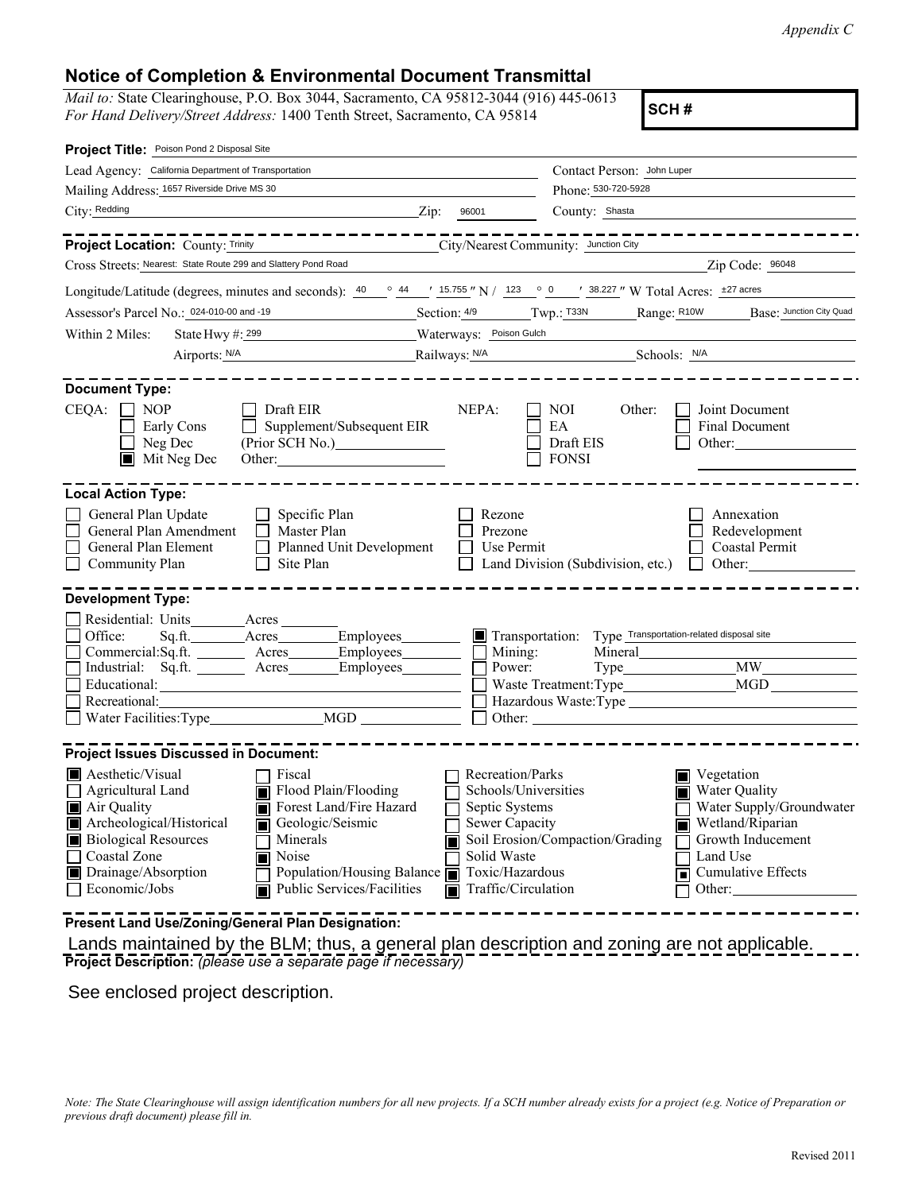*Appendix C*

## Notice of Completion & Environmental Document Transmittal

*Mail to:* State Clearinghouse, P.O. Box 3044, Sacramento, CA 95812-3044 (916) 445-0613
*For Hand Delivery/Street Address:* 1400 Tenth Street, Sacramento, CA 95814

**SCH #**

**Project Title:** Poison Pond 2 Disposal Site

Lead Agency: California Department of Transportation
Contact Person: John Luper

Mailing Address: 1657 Riverside Drive MS 30
Phone: 530-720-5928

City: Redding Zip: 96001
County: Shasta

---

**Project Location:** County: Trinity City/Nearest Community: Junction City

Cross Streets: Nearest: State Route 299 and Slattery Pond Road Zip Code: 96048

Longitude/Latitude (degrees, minutes and seconds): 40 ° 44 ′ 15.755 ″ N / 123 ° 0 ′ 38.227 ″ W Total Acres: ±27 acres

Assessor's Parcel No.: 024-010-00 and -19 Section: 4/9 Twp.: T33N Range: R10W Base: Junction City Quad

Within 2 Miles: State Hwy #: 299 Waterways: Poison Gulch

Airports: N/A Railways: N/A Schools: N/A

---

**Document Type:**

CEQA:
- ☐ NOP
- ☐ Early Cons
- ☐ Neg Dec
- ■ Mit Neg Dec
- ☐ Draft EIR
- ☐ Supplement/Subsequent EIR (Prior SCH No.) ________
- Other: ________

NEPA:
- ☐ NOI
- ☐ EA
- ☐ Draft EIS
- ☐ FONSI

Other:
- ☐ Joint Document
- ☐ Final Document
- ☐ Other: ________

---

**Local Action Type:**

- ☐ General Plan Update
- ☐ General Plan Amendment
- ☐ General Plan Element
- ☐ Community Plan
- ☐ Specific Plan
- ☐ Master Plan
- ☐ Planned Unit Development
- ☐ Site Plan
- ☐ Rezone
- ☐ Prezone
- ☐ Use Permit
- ☐ Land Division (Subdivision, etc.)
- ☐ Annexation
- ☐ Redevelopment
- ☐ Coastal Permit
- ☐ Other: ________

---

**Development Type:**

- ☐ Residential: Units ____ Acres ____
- ☐ Office: Sq.ft. ____ Acres ____ Employees ____
- ☐ Commercial: Sq.ft. ____ Acres ____ Employees ____
- ☐ Industrial: Sq.ft. ____ Acres ____ Employees ____
- ☐ Educational: ________
- ☐ Recreational: ________
- ☐ Water Facilities: Type ____ MGD ____
- ■ Transportation: Type Transportation-related disposal site
- ☐ Mining: Mineral ________
- ☐ Power: Type ____ MW ____
- ☐ Waste Treatment: Type ____ MGD ____
- ☐ Hazardous Waste: Type ________
- ☐ Other: ________

---

**Project Issues Discussed in Document:**

- ■ Aesthetic/Visual
- ☐ Agricultural Land
- ■ Air Quality
- ■ Archeological/Historical
- ■ Biological Resources
- ☐ Coastal Zone
- ■ Drainage/Absorption
- ☐ Economic/Jobs
- ☐ Fiscal
- ■ Flood Plain/Flooding
- ■ Forest Land/Fire Hazard
- ■ Geologic/Seismic
- ☐ Minerals
- ■ Noise
- ☐ Population/Housing Balance
- ■ Public Services/Facilities
- ☐ Recreation/Parks
- ☐ Schools/Universities
- ☐ Septic Systems
- ☐ Sewer Capacity
- ■ Soil Erosion/Compaction/Grading
- ☐ Solid Waste
- ■ Toxic/Hazardous
- ■ Traffic/Circulation
- ■ Vegetation
- ■ Water Quality
- ☐ Water Supply/Groundwater
- ■ Wetland/Riparian
- ☐ Growth Inducement
- ☐ Land Use
- ■ Cumulative Effects
- ☐ Other: ________

---

**Present Land Use/Zoning/General Plan Designation:**

Lands maintained by the BLM; thus, a general plan description and zoning are not applicable.

**Project Description:** *(please use a separate page if necessary)*

See enclosed project description.

*Note: The State Clearinghouse will assign identification numbers for all new projects. If a SCH number already exists for a project (e.g. Notice of Preparation or previous draft document) please fill in.*

Revised 2011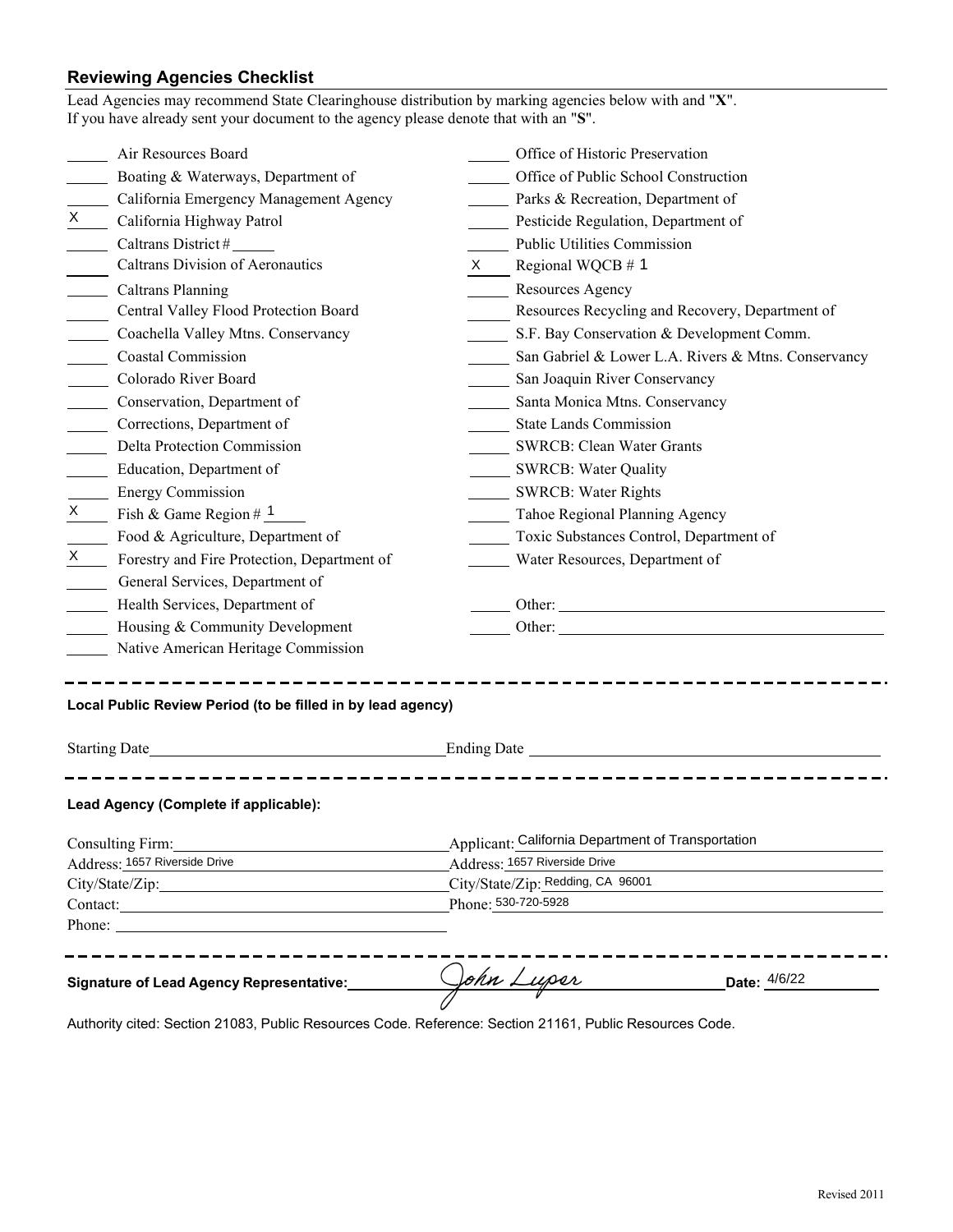## Reviewing Agencies Checklist

Lead Agencies may recommend State Clearinghouse distribution by marking agencies below with and "**X**".
If you have already sent your document to the agency please denote that with an "**S**".

| | | | |
|---|---|---|---|
| _____ | Air Resources Board | _____ | Office of Historic Preservation |
| _____ | Boating & Waterways, Department of | _____ | Office of Public School Construction |
| _____ | California Emergency Management Agency | _____ | Parks & Recreation, Department of |
| X | California Highway Patrol | _____ | Pesticide Regulation, Department of |
| _____ | Caltrans District # _____ | _____ | Public Utilities Commission |
| _____ | Caltrans Division of Aeronautics | X | Regional WQCB # 1 |
| _____ | Caltrans Planning | _____ | Resources Agency |
| _____ | Central Valley Flood Protection Board | _____ | Resources Recycling and Recovery, Department of |
| _____ | Coachella Valley Mtns. Conservancy | _____ | S.F. Bay Conservation & Development Comm. |
| _____ | Coastal Commission | _____ | San Gabriel & Lower L.A. Rivers & Mtns. Conservancy |
| _____ | Colorado River Board | _____ | San Joaquin River Conservancy |
| _____ | Conservation, Department of | _____ | Santa Monica Mtns. Conservancy |
| _____ | Corrections, Department of | _____ | State Lands Commission |
| _____ | Delta Protection Commission | _____ | SWRCB: Clean Water Grants |
| _____ | Education, Department of | _____ | SWRCB: Water Quality |
| _____ | Energy Commission | _____ | SWRCB: Water Rights |
| X | Fish & Game Region # 1 | _____ | Tahoe Regional Planning Agency |
| _____ | Food & Agriculture, Department of | _____ | Toxic Substances Control, Department of |
| X | Forestry and Fire Protection, Department of | _____ | Water Resources, Department of |
| _____ | General Services, Department of | | |
| _____ | Health Services, Department of | _____ | Other: |
| _____ | Housing & Community Development | _____ | Other: |
| _____ | Native American Heritage Commission | | |

---

**Local Public Review Period (to be filled in by lead agency)**

Starting Date ______________________ Ending Date ______________________

---

**Lead Agency (Complete if applicable):**

| | |
|---|---|
| Consulting Firm: | Applicant: California Department of Transportation |
| Address: 1657 Riverside Drive | Address: 1657 Riverside Drive |
| City/State/Zip: | City/State/Zip: Redding, CA 96001 |
| Contact: | Phone: 530-720-5928 |
| Phone: | |

---

**Signature of Lead Agency Representative:** John Luper **Date:** 4/6/22

Authority cited: Section 21083, Public Resources Code. Reference: Section 21161, Public Resources Code.

Revised 2011